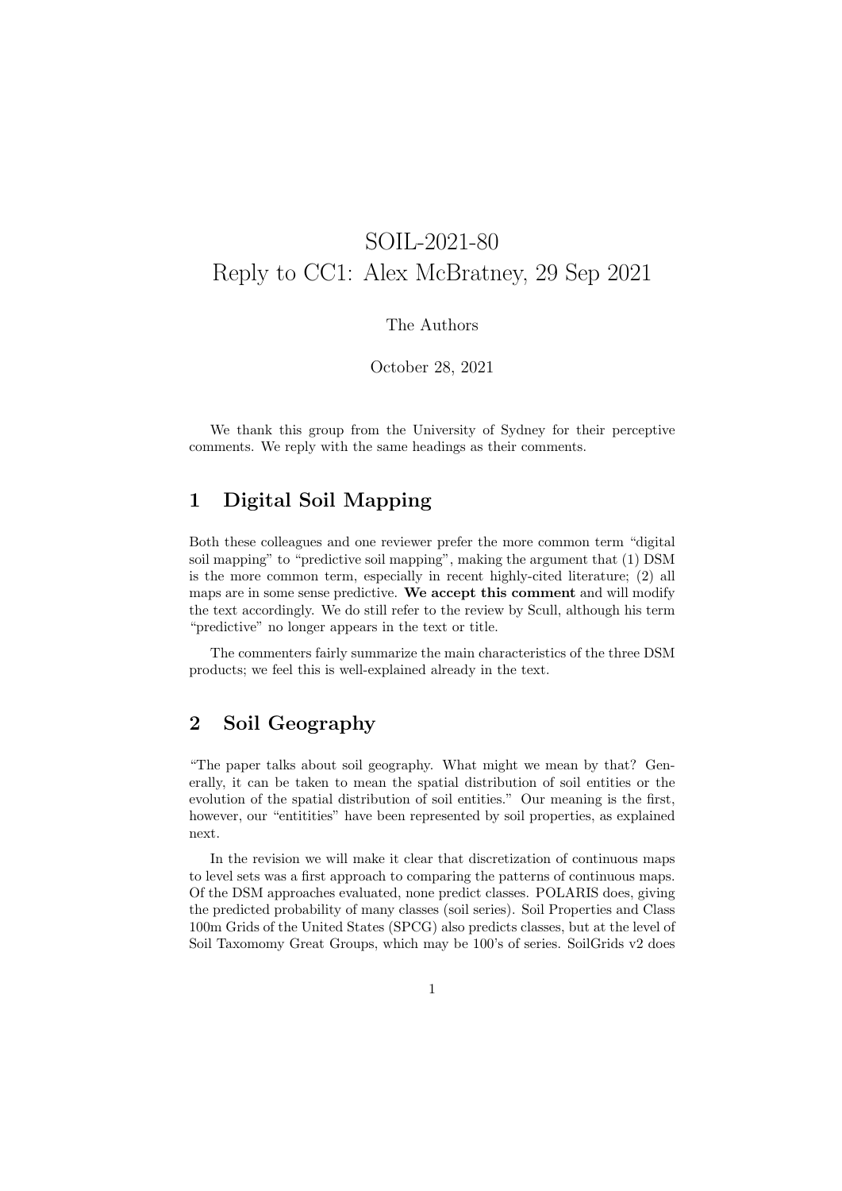# SOIL-2021-80
# Reply to CC1: Alex McBratney, 29 Sep 2021

The Authors

October 28, 2021

We thank this group from the University of Sydney for their perceptive comments. We reply with the same headings as their comments.

## 1 Digital Soil Mapping

Both these colleagues and one reviewer prefer the more common term "digital soil mapping" to "predictive soil mapping", making the argument that (1) DSM is the more common term, especially in recent highly-cited literature; (2) all maps are in some sense predictive. **We accept this comment** and will modify the text accordingly. We do still refer to the review by Scull, although his term "predictive" no longer appears in the text or title.

The commenters fairly summarize the main characteristics of the three DSM products; we feel this is well-explained already in the text.

## 2 Soil Geography

"The paper talks about soil geography. What might we mean by that? Generally, it can be taken to mean the spatial distribution of soil entities or the evolution of the spatial distribution of soil entities." Our meaning is the first, however, our "entitities" have been represented by soil properties, as explained next.

In the revision we will make it clear that discretization of continuous maps to level sets was a first approach to comparing the patterns of continuous maps. Of the DSM approaches evaluated, none predict classes. POLARIS does, giving the predicted probability of many classes (soil series). Soil Properties and Class 100m Grids of the United States (SPCG) also predicts classes, but at the level of Soil Taxomomy Great Groups, which may be 100's of series. SoilGrids v2 does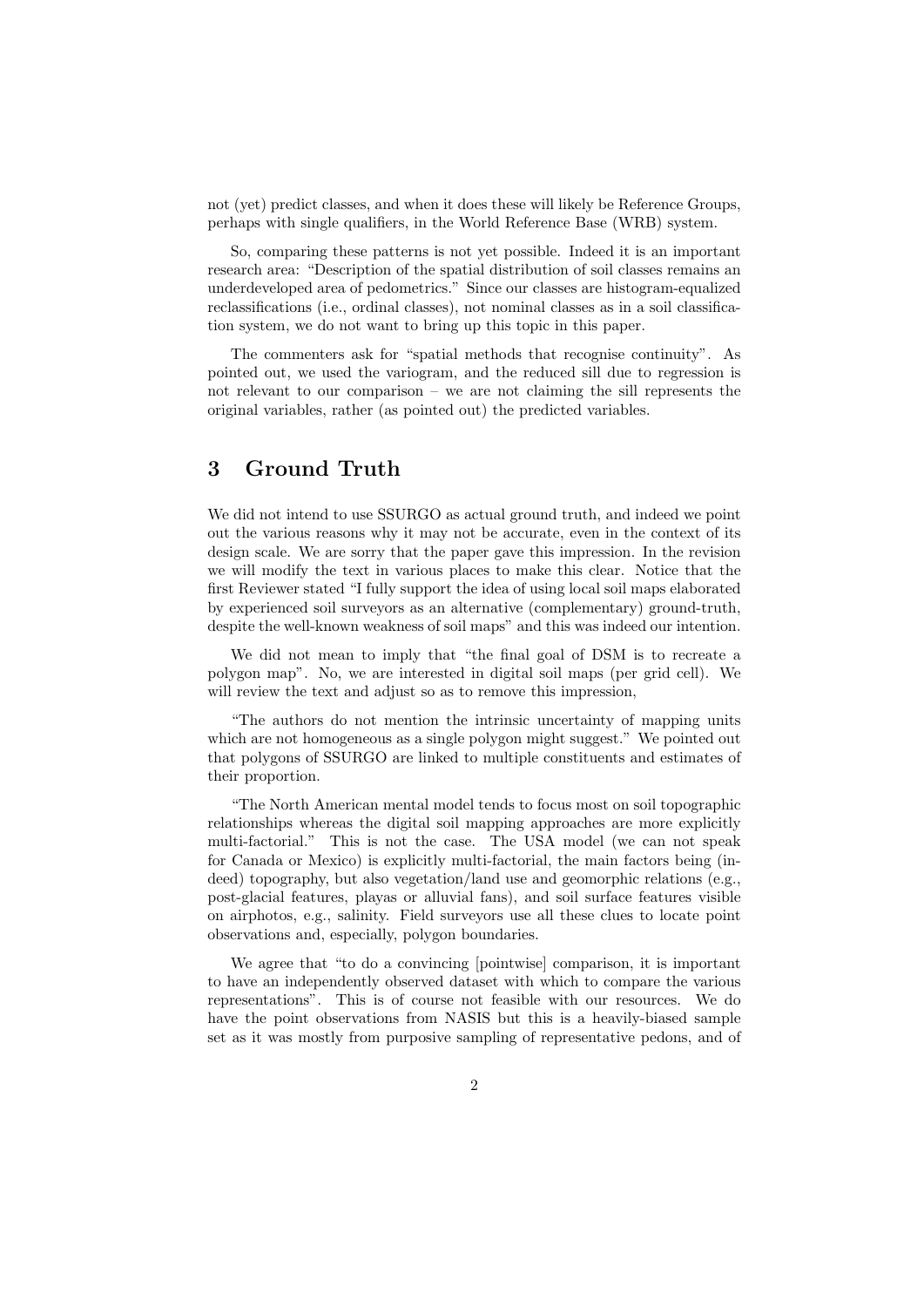not (yet) predict classes, and when it does these will likely be Reference Groups, perhaps with single qualifiers, in the World Reference Base (WRB) system.

So, comparing these patterns is not yet possible. Indeed it is an important research area: "Description of the spatial distribution of soil classes remains an underdeveloped area of pedometrics." Since our classes are histogram-equalized reclassifications (i.e., ordinal classes), not nominal classes as in a soil classification system, we do not want to bring up this topic in this paper.

The commenters ask for "spatial methods that recognise continuity". As pointed out, we used the variogram, and the reduced sill due to regression is not relevant to our comparison – we are not claiming the sill represents the original variables, rather (as pointed out) the predicted variables.

## 3 Ground Truth

We did not intend to use SSURGO as actual ground truth, and indeed we point out the various reasons why it may not be accurate, even in the context of its design scale. We are sorry that the paper gave this impression. In the revision we will modify the text in various places to make this clear. Notice that the first Reviewer stated "I fully support the idea of using local soil maps elaborated by experienced soil surveyors as an alternative (complementary) ground-truth, despite the well-known weakness of soil maps" and this was indeed our intention.

We did not mean to imply that "the final goal of DSM is to recreate a polygon map". No, we are interested in digital soil maps (per grid cell). We will review the text and adjust so as to remove this impression,

"The authors do not mention the intrinsic uncertainty of mapping units which are not homogeneous as a single polygon might suggest." We pointed out that polygons of SSURGO are linked to multiple constituents and estimates of their proportion.

"The North American mental model tends to focus most on soil topographic relationships whereas the digital soil mapping approaches are more explicitly multi-factorial." This is not the case. The USA model (we can not speak for Canada or Mexico) is explicitly multi-factorial, the main factors being (indeed) topography, but also vegetation/land use and geomorphic relations (e.g., post-glacial features, playas or alluvial fans), and soil surface features visible on airphotos, e.g., salinity. Field surveyors use all these clues to locate point observations and, especially, polygon boundaries.

We agree that "to do a convincing [pointwise] comparison, it is important to have an independently observed dataset with which to compare the various representations". This is of course not feasible with our resources. We do have the point observations from NASIS but this is a heavily-biased sample set as it was mostly from purposive sampling of representative pedons, and of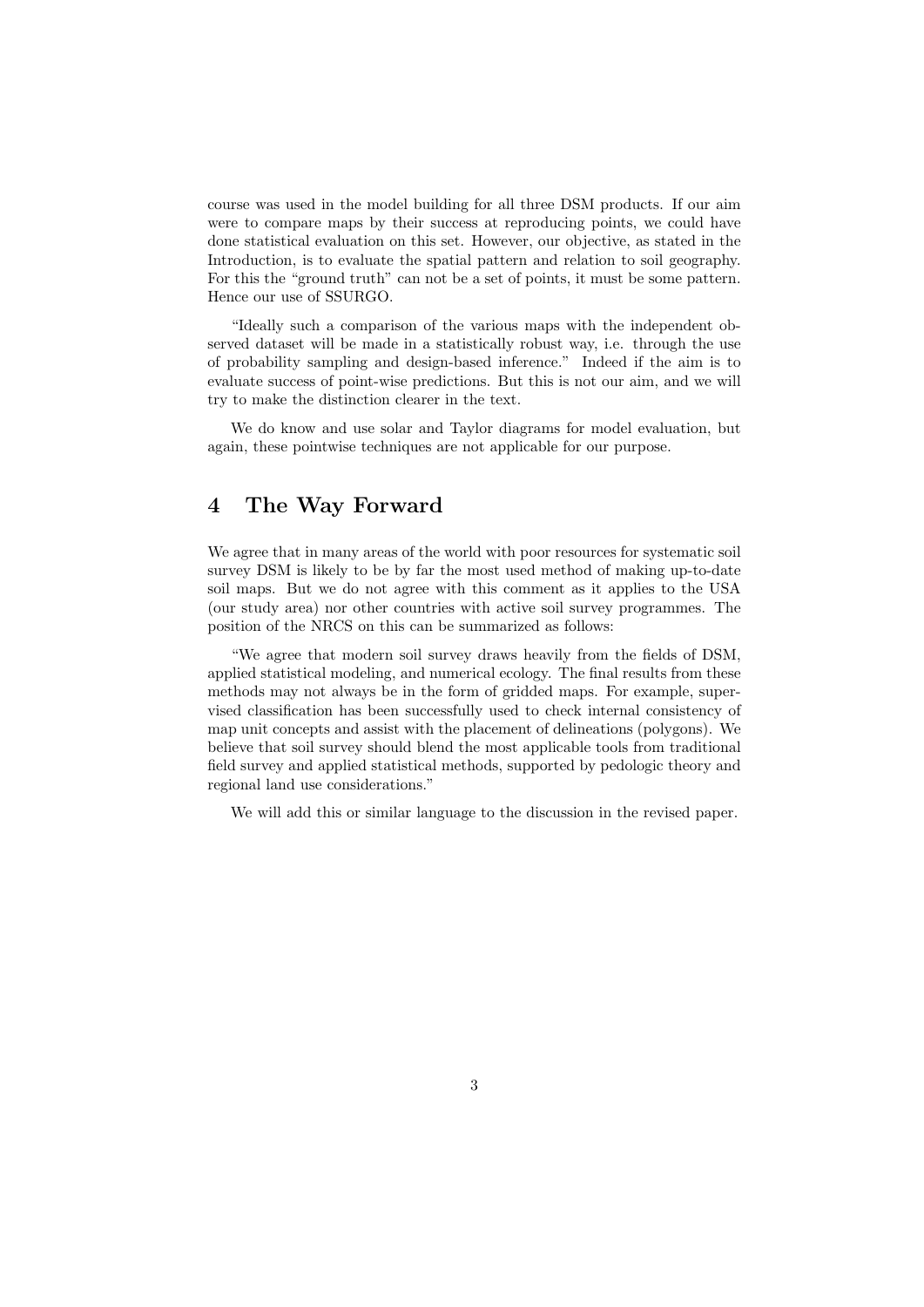course was used in the model building for all three DSM products. If our aim were to compare maps by their success at reproducing points, we could have done statistical evaluation on this set. However, our objective, as stated in the Introduction, is to evaluate the spatial pattern and relation to soil geography. For this the "ground truth" can not be a set of points, it must be some pattern. Hence our use of SSURGO.

"Ideally such a comparison of the various maps with the independent observed dataset will be made in a statistically robust way, i.e. through the use of probability sampling and design-based inference." Indeed if the aim is to evaluate success of point-wise predictions. But this is not our aim, and we will try to make the distinction clearer in the text.

We do know and use solar and Taylor diagrams for model evaluation, but again, these pointwise techniques are not applicable for our purpose.

## 4 The Way Forward

We agree that in many areas of the world with poor resources for systematic soil survey DSM is likely to be by far the most used method of making up-to-date soil maps. But we do not agree with this comment as it applies to the USA (our study area) nor other countries with active soil survey programmes. The position of the NRCS on this can be summarized as follows:

"We agree that modern soil survey draws heavily from the fields of DSM, applied statistical modeling, and numerical ecology. The final results from these methods may not always be in the form of gridded maps. For example, supervised classification has been successfully used to check internal consistency of map unit concepts and assist with the placement of delineations (polygons). We believe that soil survey should blend the most applicable tools from traditional field survey and applied statistical methods, supported by pedologic theory and regional land use considerations."

We will add this or similar language to the discussion in the revised paper.